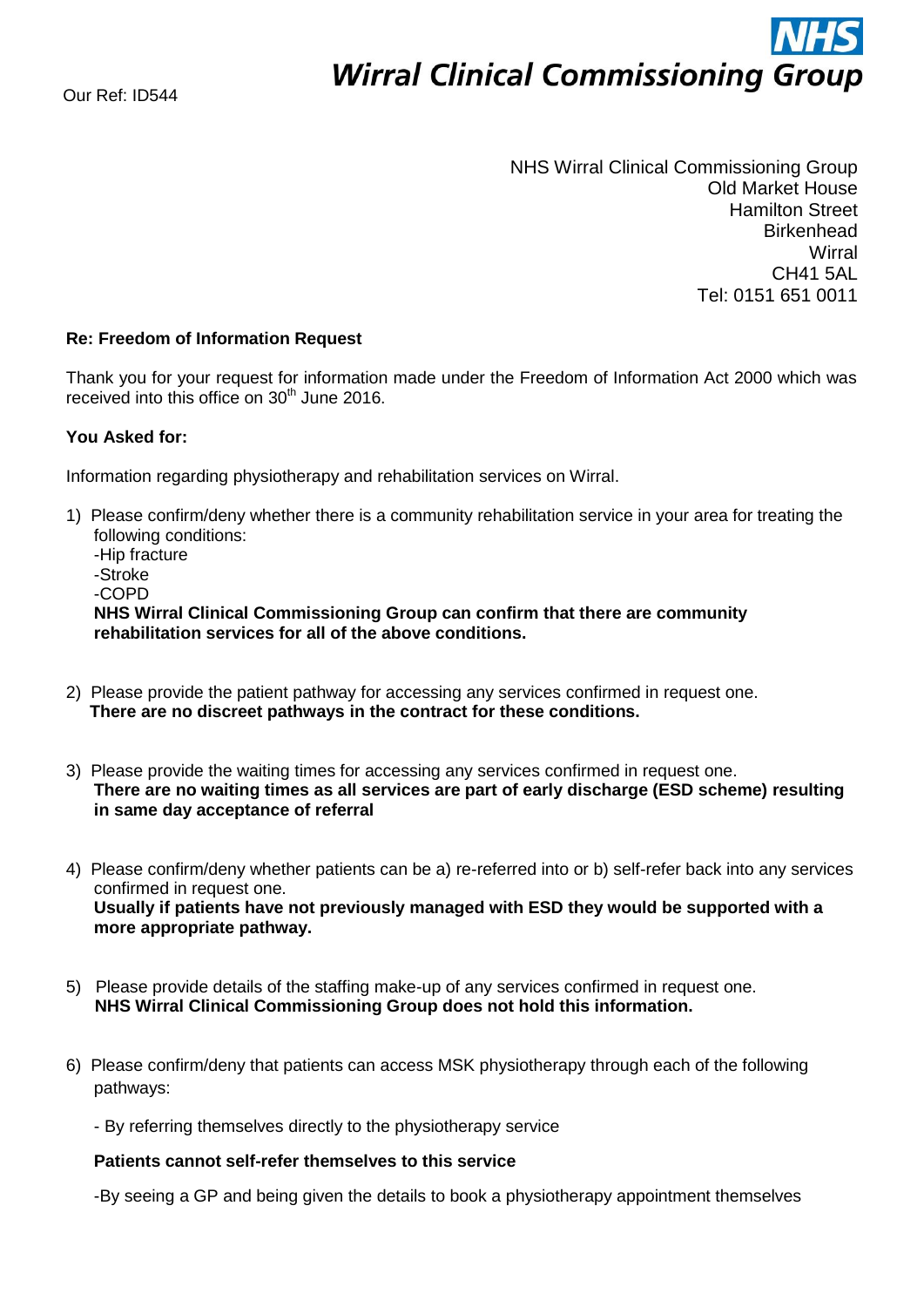Our Ref: ID544

**NHS**
**Wirral Clinical Commissioning Group**

NHS Wirral Clinical Commissioning Group
Old Market House
Hamilton Street
Birkenhead
Wirral
CH41 5AL
Tel: 0151 651 0011

**Re: Freedom of Information Request**

Thank you for your request for information made under the Freedom of Information Act 2000 which was received into this office on 30th June 2016.

**You Asked for:**

Information regarding physiotherapy and rehabilitation services on Wirral.

1) Please confirm/deny whether there is a community rehabilitation service in your area for treating the following conditions:
   -Hip fracture
   -Stroke
   -COPD
   **NHS Wirral Clinical Commissioning Group can confirm that there are community rehabilitation services for all of the above conditions.**

2) Please provide the patient pathway for accessing any services confirmed in request one.
   **There are no discreet pathways in the contract for these conditions.**

3) Please provide the waiting times for accessing any services confirmed in request one.
   **There are no waiting times as all services are part of early discharge (ESD scheme) resulting in same day acceptance of referral**

4) Please confirm/deny whether patients can be a) re-referred into or b) self-refer back into any services confirmed in request one.
   **Usually if patients have not previously managed with ESD they would be supported with a more appropriate pathway.**

5) Please provide details of the staffing make-up of any services confirmed in request one.
   **NHS Wirral Clinical Commissioning Group does not hold this information.**

6) Please confirm/deny that patients can access MSK physiotherapy through each of the following pathways:

   - By referring themselves directly to the physiotherapy service

   **Patients cannot self-refer themselves to this service**

   -By seeing a GP and being given the details to book a physiotherapy appointment themselves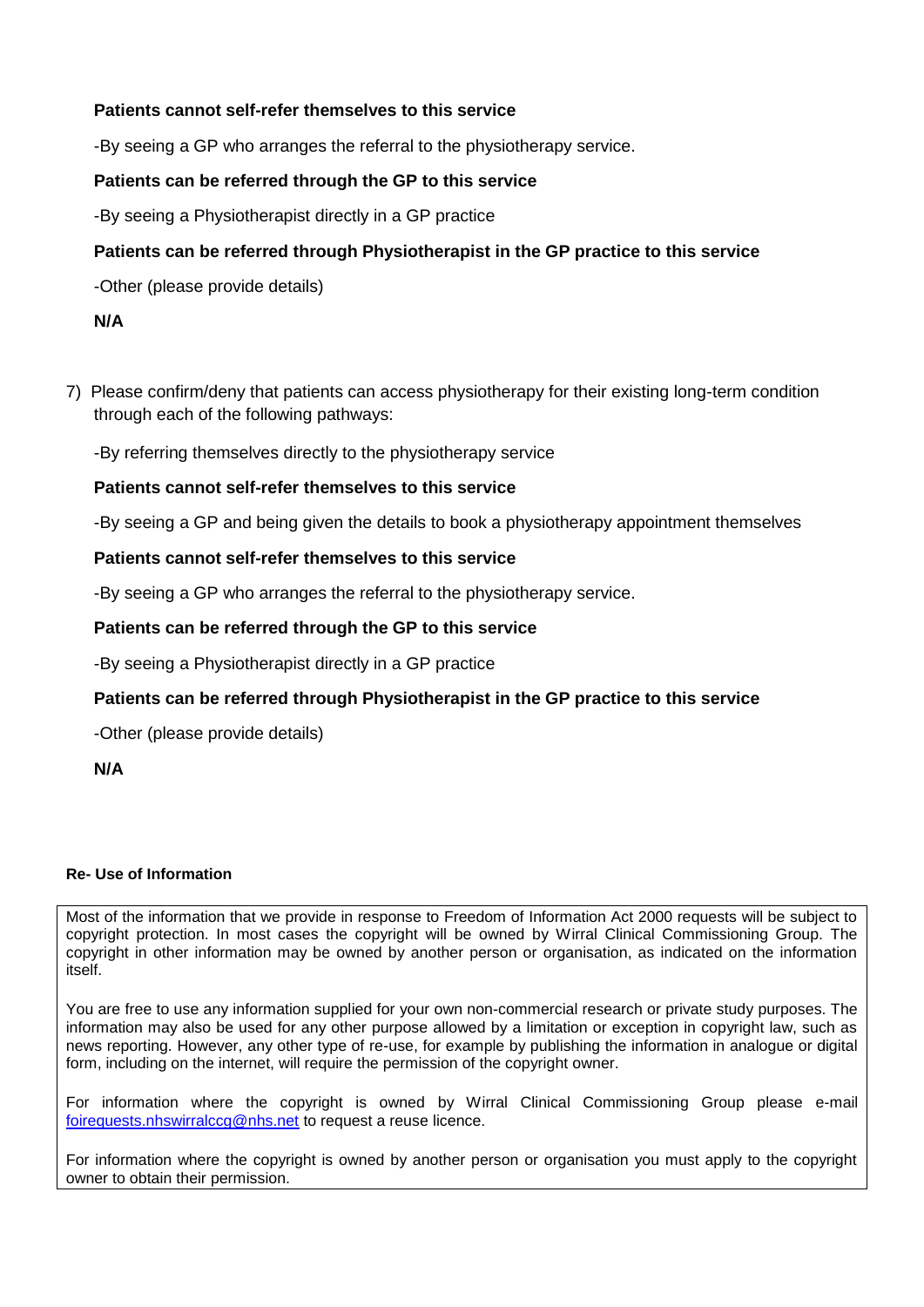**Patients cannot self-refer themselves to this service**

-By seeing a GP who arranges the referral to the physiotherapy service.

**Patients can be referred through the GP to this service**

-By seeing a Physiotherapist directly in a GP practice

**Patients can be referred through Physiotherapist in the GP practice to this service**

-Other (please provide details)

**N/A**

7) Please confirm/deny that patients can access physiotherapy for their existing long-term condition through each of the following pathways:

-By referring themselves directly to the physiotherapy service

**Patients cannot self-refer themselves to this service**

-By seeing a GP and being given the details to book a physiotherapy appointment themselves

**Patients cannot self-refer themselves to this service**

-By seeing a GP who arranges the referral to the physiotherapy service.

**Patients can be referred through the GP to this service**

-By seeing a Physiotherapist directly in a GP practice

**Patients can be referred through Physiotherapist in the GP practice to this service**

-Other (please provide details)

**N/A**

**Re- Use of Information**

Most of the information that we provide in response to Freedom of Information Act 2000 requests will be subject to copyright protection. In most cases the copyright will be owned by Wirral Clinical Commissioning Group. The copyright in other information may be owned by another person or organisation, as indicated on the information itself.

You are free to use any information supplied for your own non-commercial research or private study purposes. The information may also be used for any other purpose allowed by a limitation or exception in copyright law, such as news reporting. However, any other type of re-use, for example by publishing the information in analogue or digital form, including on the internet, will require the permission of the copyright owner.

For information where the copyright is owned by Wirral Clinical Commissioning Group please e-mail foirequests.nhswirralccg@nhs.net to request a reuse licence.

For information where the copyright is owned by another person or organisation you must apply to the copyright owner to obtain their permission.